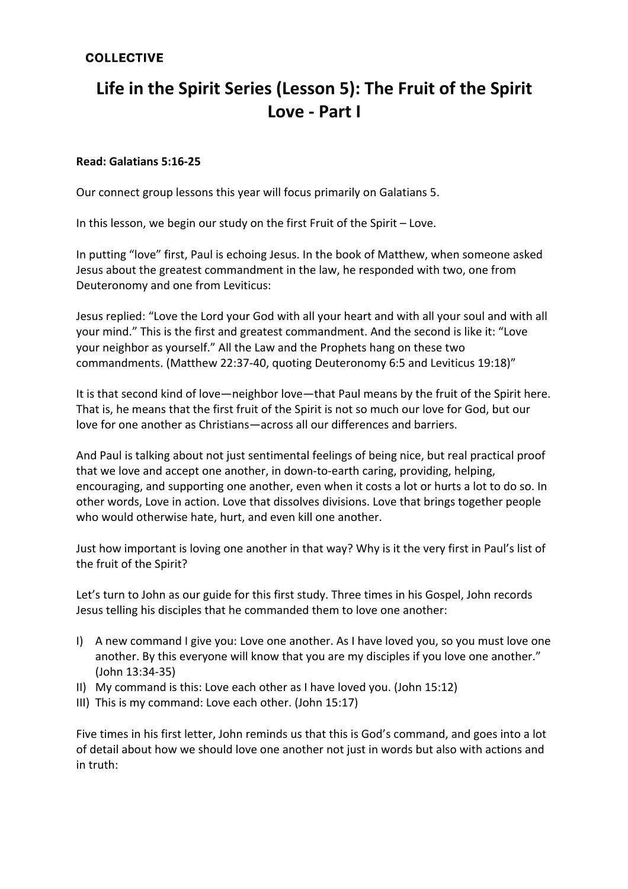**COLLECTIVE**

# Life in the Spirit Series (Lesson 5): The Fruit of the Spirit Love - Part I

**Read: Galatians 5:16-25**

Our connect group lessons this year will focus primarily on Galatians 5.

In this lesson, we begin our study on the first Fruit of the Spirit – Love.

In putting “love” first, Paul is echoing Jesus. In the book of Matthew, when someone asked Jesus about the greatest commandment in the law, he responded with two, one from Deuteronomy and one from Leviticus:

Jesus replied: “Love the Lord your God with all your heart and with all your soul and with all your mind.” This is the first and greatest commandment. And the second is like it: “Love your neighbor as yourself.” All the Law and the Prophets hang on these two commandments. (Matthew 22:37-40, quoting Deuteronomy 6:5 and Leviticus 19:18)”

It is that second kind of love—neighbor love—that Paul means by the fruit of the Spirit here. That is, he means that the first fruit of the Spirit is not so much our love for God, but our love for one another as Christians—across all our differences and barriers.

And Paul is talking about not just sentimental feelings of being nice, but real practical proof that we love and accept one another, in down-to-earth caring, providing, helping, encouraging, and supporting one another, even when it costs a lot or hurts a lot to do so. In other words, Love in action. Love that dissolves divisions. Love that brings together people who would otherwise hate, hurt, and even kill one another.

Just how important is loving one another in that way? Why is it the very first in Paul’s list of the fruit of the Spirit?

Let’s turn to John as our guide for this first study. Three times in his Gospel, John records Jesus telling his disciples that he commanded them to love one another:

I) A new command I give you: Love one another. As I have loved you, so you must love one another. By this everyone will know that you are my disciples if you love one another.” (John 13:34-35)
II) My command is this: Love each other as I have loved you. (John 15:12)
III) This is my command: Love each other. (John 15:17)

Five times in his first letter, John reminds us that this is God’s command, and goes into a lot of detail about how we should love one another not just in words but also with actions and in truth: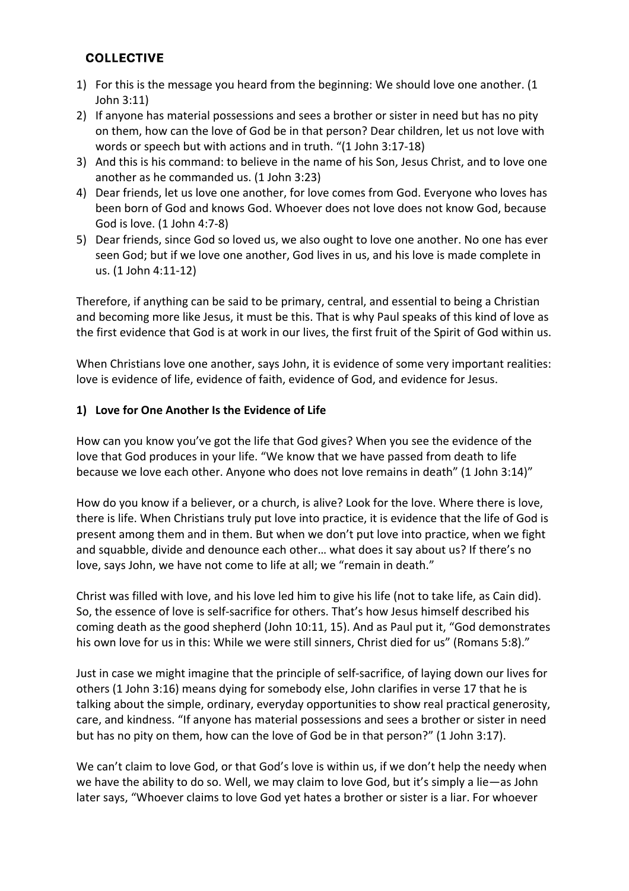## COLLECTIVE

1) For this is the message you heard from the beginning: We should love one another. (1 John 3:11)
2) If anyone has material possessions and sees a brother or sister in need but has no pity on them, how can the love of God be in that person? Dear children, let us not love with words or speech but with actions and in truth. "(1 John 3:17-18)
3) And this is his command: to believe in the name of his Son, Jesus Christ, and to love one another as he commanded us. (1 John 3:23)
4) Dear friends, let us love one another, for love comes from God. Everyone who loves has been born of God and knows God. Whoever does not love does not know God, because God is love. (1 John 4:7-8)
5) Dear friends, since God so loved us, we also ought to love one another. No one has ever seen God; but if we love one another, God lives in us, and his love is made complete in us. (1 John 4:11-12)

Therefore, if anything can be said to be primary, central, and essential to being a Christian and becoming more like Jesus, it must be this. That is why Paul speaks of this kind of love as the first evidence that God is at work in our lives, the first fruit of the Spirit of God within us.

When Christians love one another, says John, it is evidence of some very important realities: love is evidence of life, evidence of faith, evidence of God, and evidence for Jesus.

**1) Love for One Another Is the Evidence of Life**

How can you know you've got the life that God gives? When you see the evidence of the love that God produces in your life. "We know that we have passed from death to life because we love each other. Anyone who does not love remains in death" (1 John 3:14)"

How do you know if a believer, or a church, is alive? Look for the love. Where there is love, there is life. When Christians truly put love into practice, it is evidence that the life of God is present among them and in them. But when we don't put love into practice, when we fight and squabble, divide and denounce each other… what does it say about us? If there's no love, says John, we have not come to life at all; we "remain in death."

Christ was filled with love, and his love led him to give his life (not to take life, as Cain did). So, the essence of love is self-sacrifice for others. That's how Jesus himself described his coming death as the good shepherd (John 10:11, 15). And as Paul put it, "God demonstrates his own love for us in this: While we were still sinners, Christ died for us" (Romans 5:8)."

Just in case we might imagine that the principle of self-sacrifice, of laying down our lives for others (1 John 3:16) means dying for somebody else, John clarifies in verse 17 that he is talking about the simple, ordinary, everyday opportunities to show real practical generosity, care, and kindness. "If anyone has material possessions and sees a brother or sister in need but has no pity on them, how can the love of God be in that person?" (1 John 3:17).

We can't claim to love God, or that God's love is within us, if we don't help the needy when we have the ability to do so. Well, we may claim to love God, but it's simply a lie—as John later says, "Whoever claims to love God yet hates a brother or sister is a liar. For whoever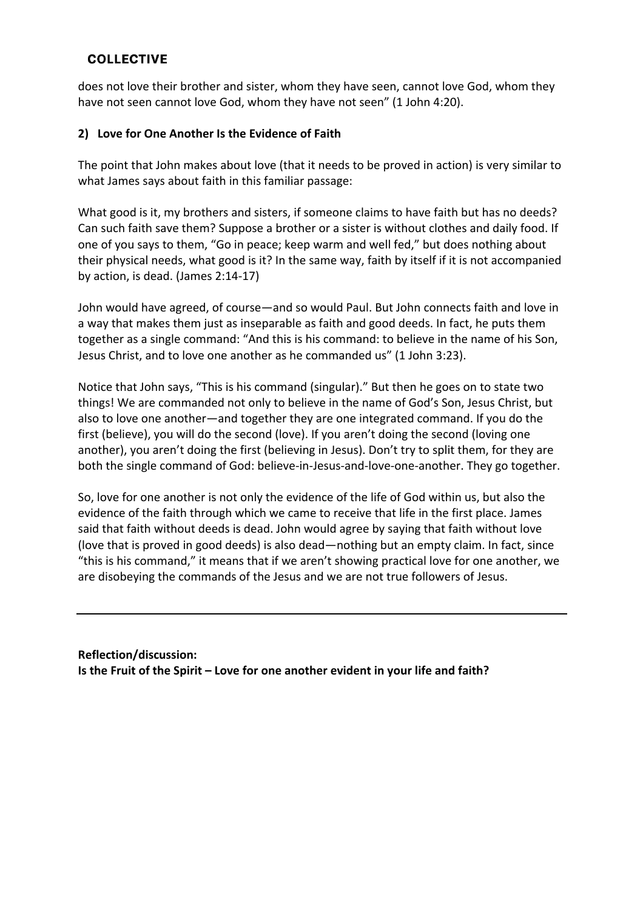does not love their brother and sister, whom they have seen, cannot love God, whom they have not seen cannot love God, whom they have not seen" (1 John 4:20).

**2) Love for One Another Is the Evidence of Faith**

The point that John makes about love (that it needs to be proved in action) is very similar to what James says about faith in this familiar passage:

What good is it, my brothers and sisters, if someone claims to have faith but has no deeds? Can such faith save them? Suppose a brother or a sister is without clothes and daily food. If one of you says to them, "Go in peace; keep warm and well fed," but does nothing about their physical needs, what good is it? In the same way, faith by itself if it is not accompanied by action, is dead. (James 2:14-17)

John would have agreed, of course—and so would Paul. But John connects faith and love in a way that makes them just as inseparable as faith and good deeds. In fact, he puts them together as a single command: "And this is his command: to believe in the name of his Son, Jesus Christ, and to love one another as he commanded us" (1 John 3:23).

Notice that John says, "This is his command (singular)." But then he goes on to state two things! We are commanded not only to believe in the name of God's Son, Jesus Christ, but also to love one another—and together they are one integrated command. If you do the first (believe), you will do the second (love). If you aren't doing the second (loving one another), you aren't doing the first (believing in Jesus). Don't try to split them, for they are both the single command of God: believe-in-Jesus-and-love-one-another. They go together.

So, love for one another is not only the evidence of the life of God within us, but also the evidence of the faith through which we came to receive that life in the first place. James said that faith without deeds is dead. John would agree by saying that faith without love (love that is proved in good deeds) is also dead—nothing but an empty claim. In fact, since "this is his command," it means that if we aren't showing practical love for one another, we are disobeying the commands of the Jesus and we are not true followers of Jesus.

---

**Reflection/discussion:**
**Is the Fruit of the Spirit – Love for one another evident in your life and faith?**